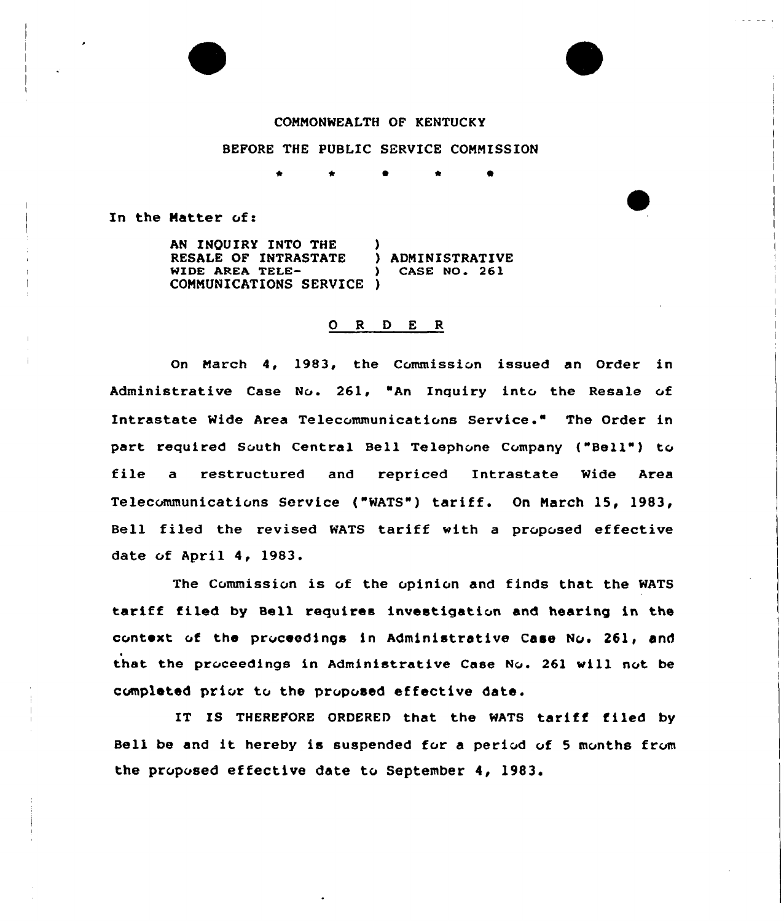COMMONWEALTH OF KENTUCKY

BEFORE THE PUBLIC SERVICE COMMISSION

\* \* \* \* \*

In the Matter of:

AN INQUIRY INTO THE RESALE OF INTRASTATE WIDE AREA TELE-COMMUNICATIONS SERVICE ) ADMINISTRATIVE CASE NO. 261

# O R D E R

On March 4, 1983, the Commission issued an Order in Administrative Case No. 261, "An Inquiry into the Resale of Intrastate Wide Area Telecommunications Service." The Order in part required South Central Bell Telephone Company ("Bell") to file a restructured and repriced Intrastate Wide Area Telecommunications Service ("WATS") tariff. On March 15, 1983, Bell filed the revised WATS tariff with a proposed effective date of April 4, 1983.

The Commission is of the opinion and finds that the WATS tariff filed by Bell requires investigation and hearing in the context of the proceedings in Administrative Case No. 261, and that the proceedings in Administrative Case No. 261 will not be completed prior to the proposed effective date.

IT IS THEREFORE ORDERED that the WATS tariff filed by Bell be and it hereby is suspended for a period of 5 months from the proposed effective date to September 4, 1983.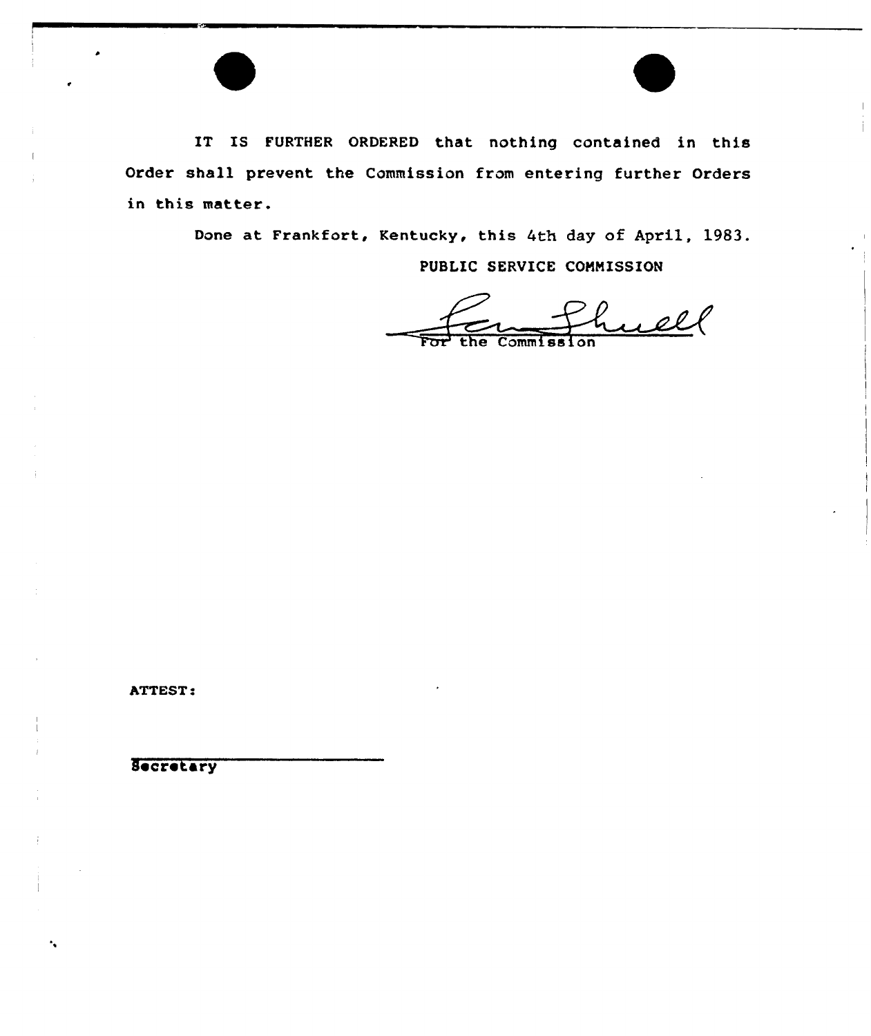IT IS FURTHER ORDERED that nothing contained in this Order shall prevent the Commission from entering further Orders in this matter.

Done at Frankfort, Kentucky, this 4th day of April, 1983.

PUBLIC SERVICE COMMISSION

For the Commission

ATTEST:

Secretary